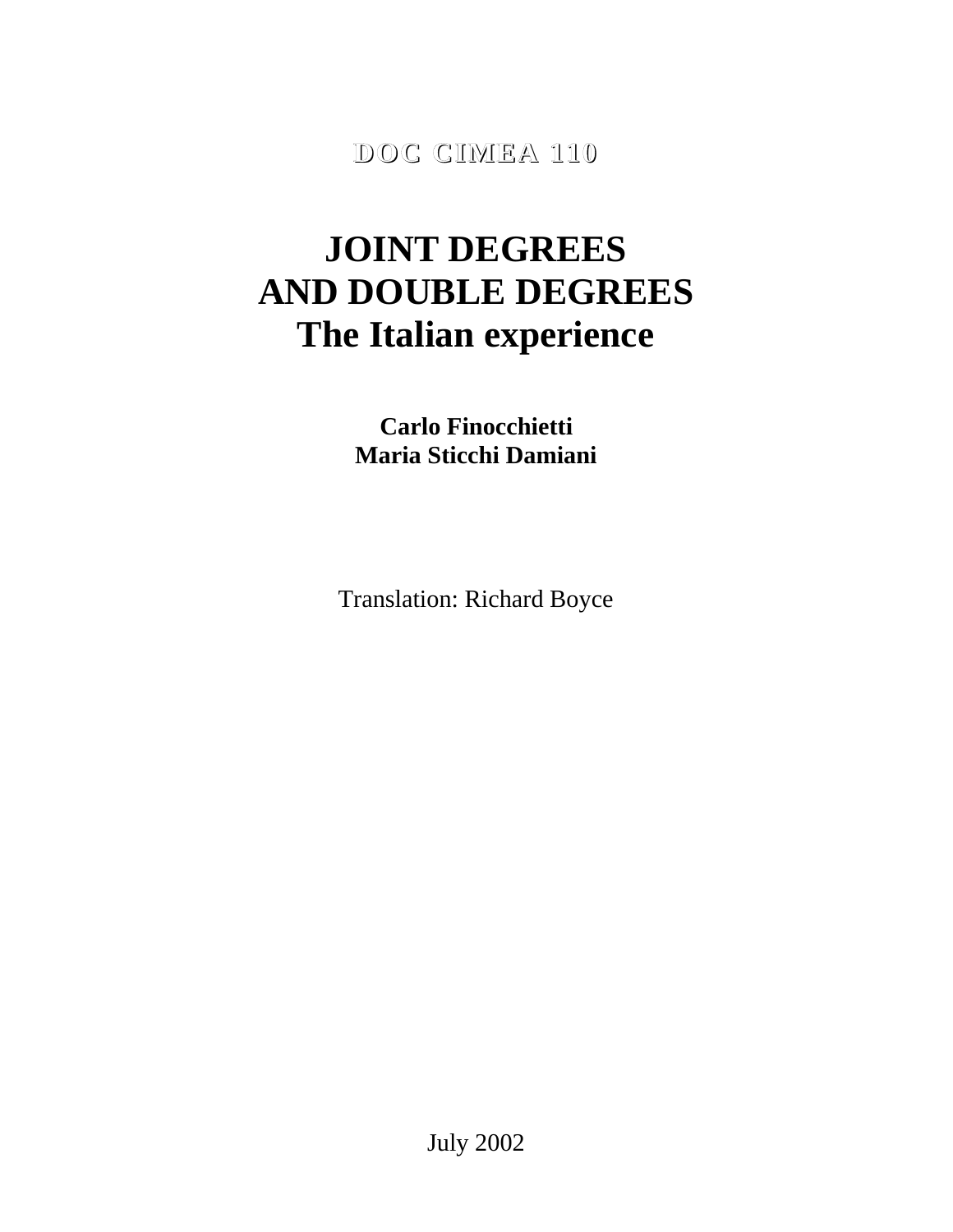**DOC CIMEA 110**

# JOINT DEGREES AND DOUBLE DEGREES
# The Italian experience

**Carlo Finocchietti**
**Maria Sticchi Damiani**

Translation: Richard Boyce

July 2002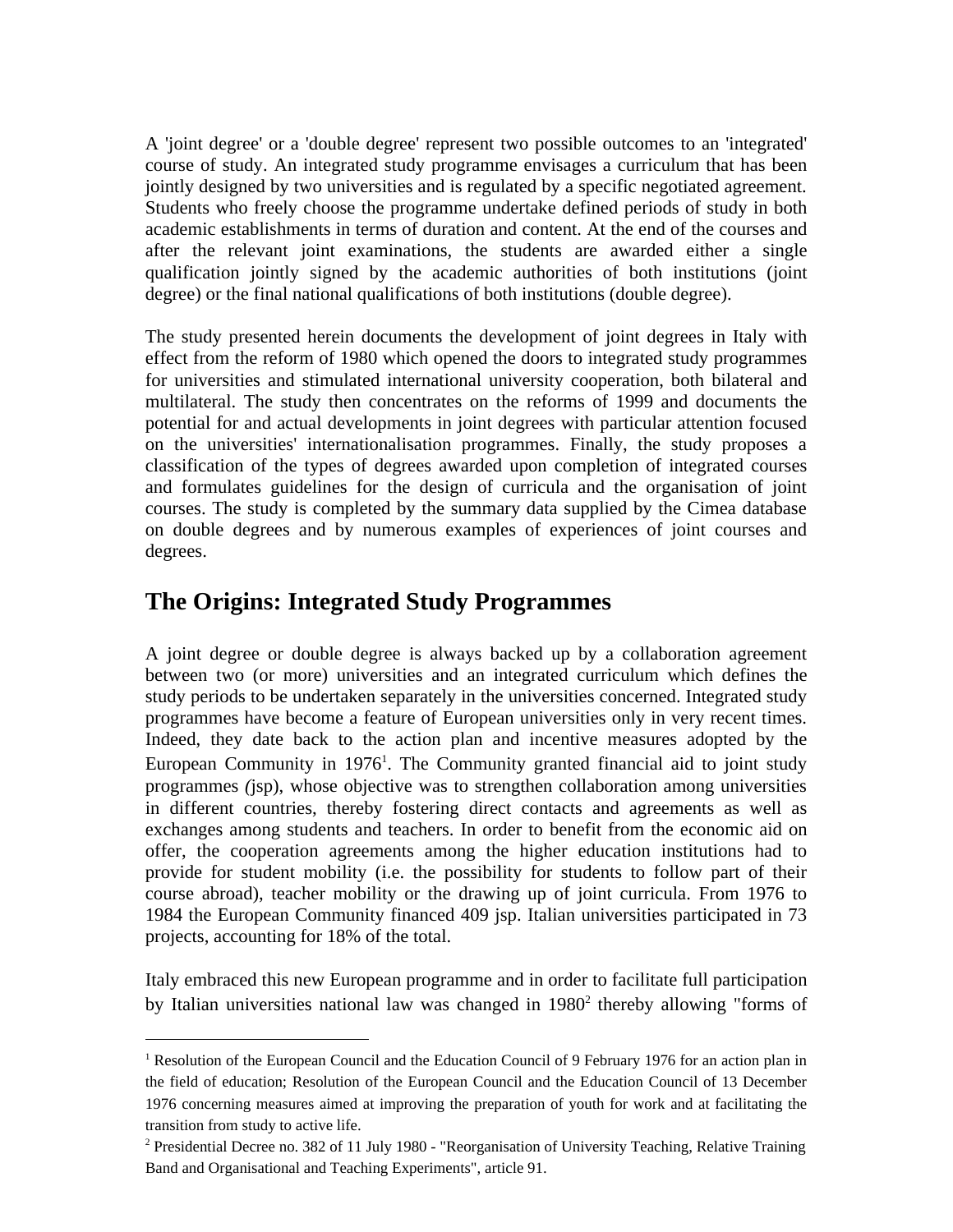A 'joint degree' or a 'double degree' represent two possible outcomes to an 'integrated' course of study. An integrated study programme envisages a curriculum that has been jointly designed by two universities and is regulated by a specific negotiated agreement. Students who freely choose the programme undertake defined periods of study in both academic establishments in terms of duration and content. At the end of the courses and after the relevant joint examinations, the students are awarded either a single qualification jointly signed by the academic authorities of both institutions (joint degree) or the final national qualifications of both institutions (double degree).

The study presented herein documents the development of joint degrees in Italy with effect from the reform of 1980 which opened the doors to integrated study programmes for universities and stimulated international university cooperation, both bilateral and multilateral. The study then concentrates on the reforms of 1999 and documents the potential for and actual developments in joint degrees with particular attention focused on the universities' internationalisation programmes. Finally, the study proposes a classification of the types of degrees awarded upon completion of integrated courses and formulates guidelines for the design of curricula and the organisation of joint courses. The study is completed by the summary data supplied by the Cimea database on double degrees and by numerous examples of experiences of joint courses and degrees.

## The Origins: Integrated Study Programmes

A joint degree or double degree is always backed up by a collaboration agreement between two (or more) universities and an integrated curriculum which defines the study periods to be undertaken separately in the universities concerned. Integrated study programmes have become a feature of European universities only in very recent times. Indeed, they date back to the action plan and incentive measures adopted by the European Community in 1976[1]. The Community granted financial aid to joint study programmes *(*jsp), whose objective was to strengthen collaboration among universities in different countries, thereby fostering direct contacts and agreements as well as exchanges among students and teachers. In order to benefit from the economic aid on offer, the cooperation agreements among the higher education institutions had to provide for student mobility (i.e. the possibility for students to follow part of their course abroad), teacher mobility or the drawing up of joint curricula. From 1976 to 1984 the European Community financed 409 jsp. Italian universities participated in 73 projects, accounting for 18% of the total.

Italy embraced this new European programme and in order to facilitate full participation by Italian universities national law was changed in 1980[2] thereby allowing "forms of

---

[1] Resolution of the European Council and the Education Council of 9 February 1976 for an action plan in the field of education; Resolution of the European Council and the Education Council of 13 December 1976 concerning measures aimed at improving the preparation of youth for work and at facilitating the transition from study to active life.

[2] Presidential Decree no. 382 of 11 July 1980 - "Reorganisation of University Teaching, Relative Training Band and Organisational and Teaching Experiments", article 91.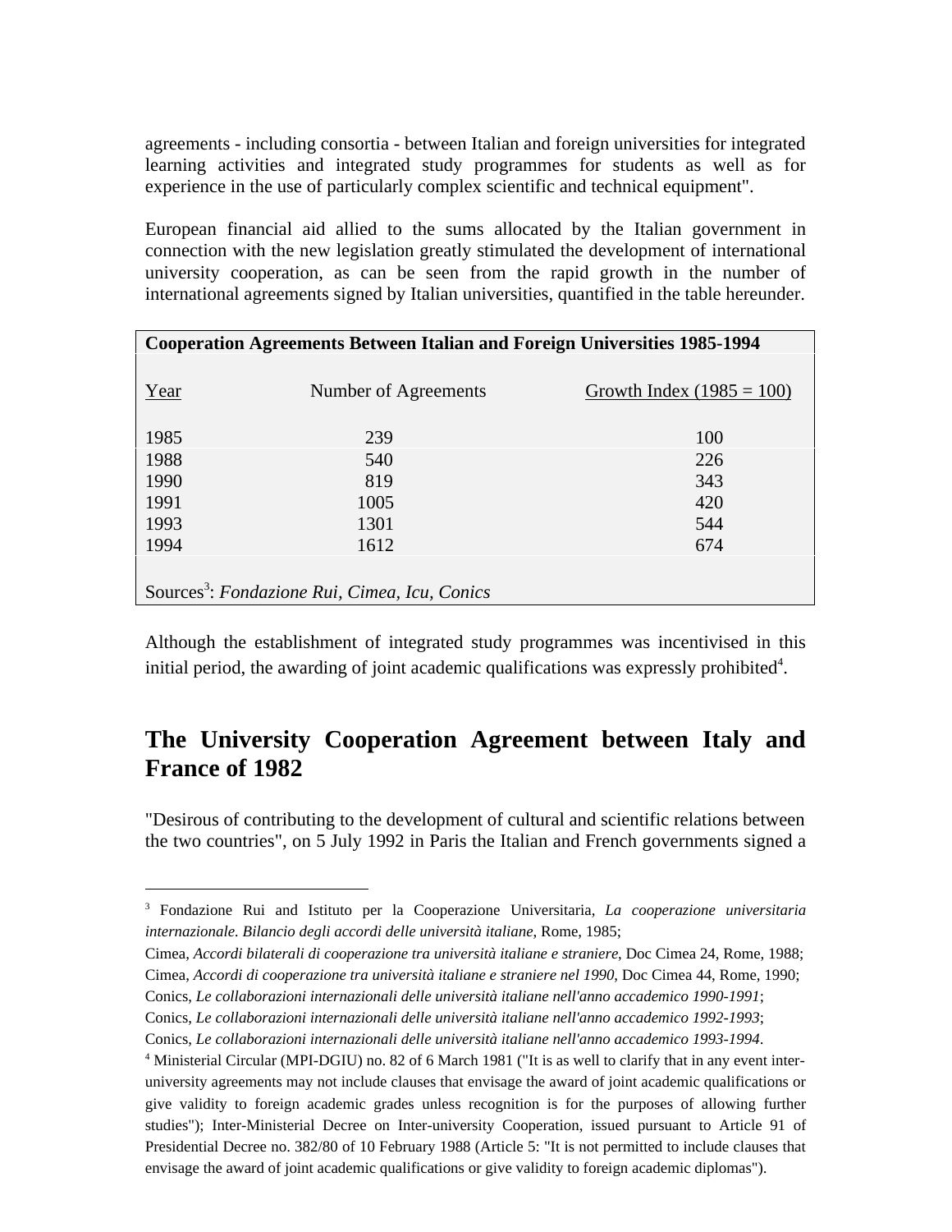agreements - including consortia - between Italian and foreign universities for integrated learning activities and integrated study programmes for students as well as for experience in the use of particularly complex scientific and technical equipment".

European financial aid allied to the sums allocated by the Italian government in connection with the new legislation greatly stimulated the development of international university cooperation, as can be seen from the rapid growth in the number of international agreements signed by Italian universities, quantified in the table hereunder.

**Cooperation Agreements Between Italian and Foreign Universities 1985-1994**

| Year | Number of Agreements | Growth Index (1985 = 100) |
|---|---|---|
| 1985 | 239 | 100 |
| 1988 | 540 | 226 |
| 1990 | 819 | 343 |
| 1991 | 1005 | 420 |
| 1993 | 1301 | 544 |
| 1994 | 1612 | 674 |

Sources[3]: *Fondazione Rui, Cimea, Icu, Conics*

Although the establishment of integrated study programmes was incentivised in this initial period, the awarding of joint academic qualifications was expressly prohibited[4].

## The University Cooperation Agreement between Italy and France of 1982

"Desirous of contributing to the development of cultural and scientific relations between the two countries", on 5 July 1992 in Paris the Italian and French governments signed a

---

[3] Fondazione Rui and Istituto per la Cooperazione Universitaria, *La cooperazione universitaria internazionale. Bilancio degli accordi delle università italiane*, Rome, 1985;
Cimea, *Accordi bilaterali di cooperazione tra università italiane e straniere*, Doc Cimea 24, Rome, 1988;
Cimea, *Accordi di cooperazione tra università italiane e straniere nel 1990*, Doc Cimea 44, Rome, 1990;
Conics, *Le collaborazioni internazionali delle università italiane nell'anno accademico 1990-1991*;
Conics, *Le collaborazioni internazionali delle università italiane nell'anno accademico 1992-1993*;
Conics, *Le collaborazioni internazionali delle università italiane nell'anno accademico 1993-1994*.

[4] Ministerial Circular (MPI-DGIU) no. 82 of 6 March 1981 ("It is as well to clarify that in any event inter-university agreements may not include clauses that envisage the award of joint academic qualifications or give validity to foreign academic grades unless recognition is for the purposes of allowing further studies"); Inter-Ministerial Decree on Inter-university Cooperation, issued pursuant to Article 91 of Presidential Decree no. 382/80 of 10 February 1988 (Article 5: "It is not permitted to include clauses that envisage the award of joint academic qualifications or give validity to foreign academic diplomas").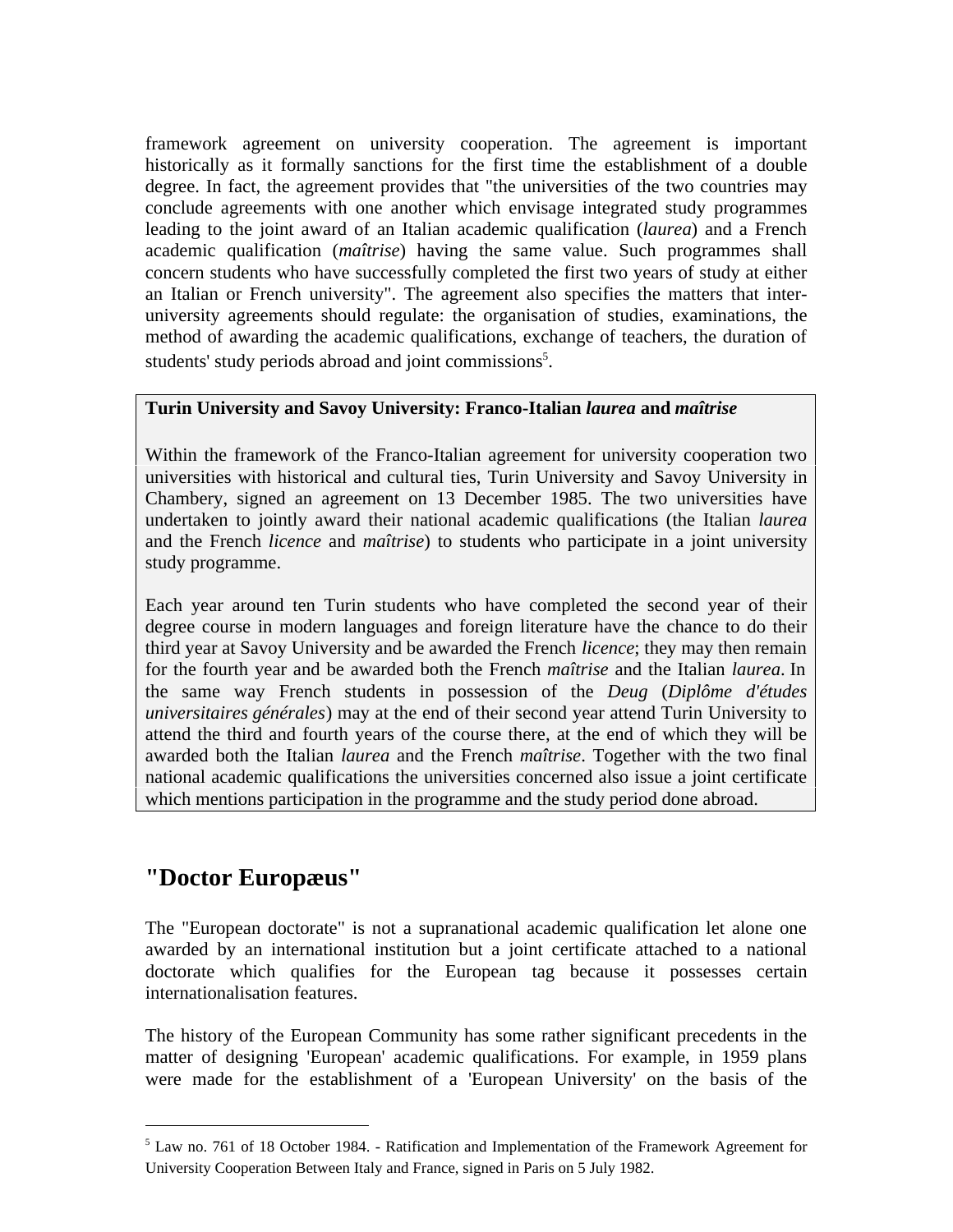framework agreement on university cooperation. The agreement is important historically as it formally sanctions for the first time the establishment of a double degree. In fact, the agreement provides that "the universities of the two countries may conclude agreements with one another which envisage integrated study programmes leading to the joint award of an Italian academic qualification (*laurea*) and a French academic qualification (*maîtrise*) having the same value. Such programmes shall concern students who have successfully completed the first two years of study at either an Italian or French university". The agreement also specifies the matters that inter-university agreements should regulate: the organisation of studies, examinations, the method of awarding the academic qualifications, exchange of teachers, the duration of students' study periods abroad and joint commissions[5].

> **Turin University and Savoy University: Franco-Italian *laurea* and *maîtrise***
>
> Within the framework of the Franco-Italian agreement for university cooperation two universities with historical and cultural ties, Turin University and Savoy University in Chambery, signed an agreement on 13 December 1985. The two universities have undertaken to jointly award their national academic qualifications (the Italian *laurea* and the French *licence* and *maîtrise*) to students who participate in a joint university study programme.
>
> Each year around ten Turin students who have completed the second year of their degree course in modern languages and foreign literature have the chance to do their third year at Savoy University and be awarded the French *licence*; they may then remain for the fourth year and be awarded both the French *maîtrise* and the Italian *laurea*. In the same way French students in possession of the *Deug* (*Diplôme d'études universitaires générales*) may at the end of their second year attend Turin University to attend the third and fourth years of the course there, at the end of which they will be awarded both the Italian *laurea* and the French *maîtrise*. Together with the two final national academic qualifications the universities concerned also issue a joint certificate which mentions participation in the programme and the study period done abroad.

## "Doctor Europæus"

The "European doctorate" is not a supranational academic qualification let alone one awarded by an international institution but a joint certificate attached to a national doctorate which qualifies for the European tag because it possesses certain internationalisation features.

The history of the European Community has some rather significant precedents in the matter of designing 'European' academic qualifications. For example, in 1959 plans were made for the establishment of a 'European University' on the basis of the

---

[5] Law no. 761 of 18 October 1984. - Ratification and Implementation of the Framework Agreement for University Cooperation Between Italy and France, signed in Paris on 5 July 1982.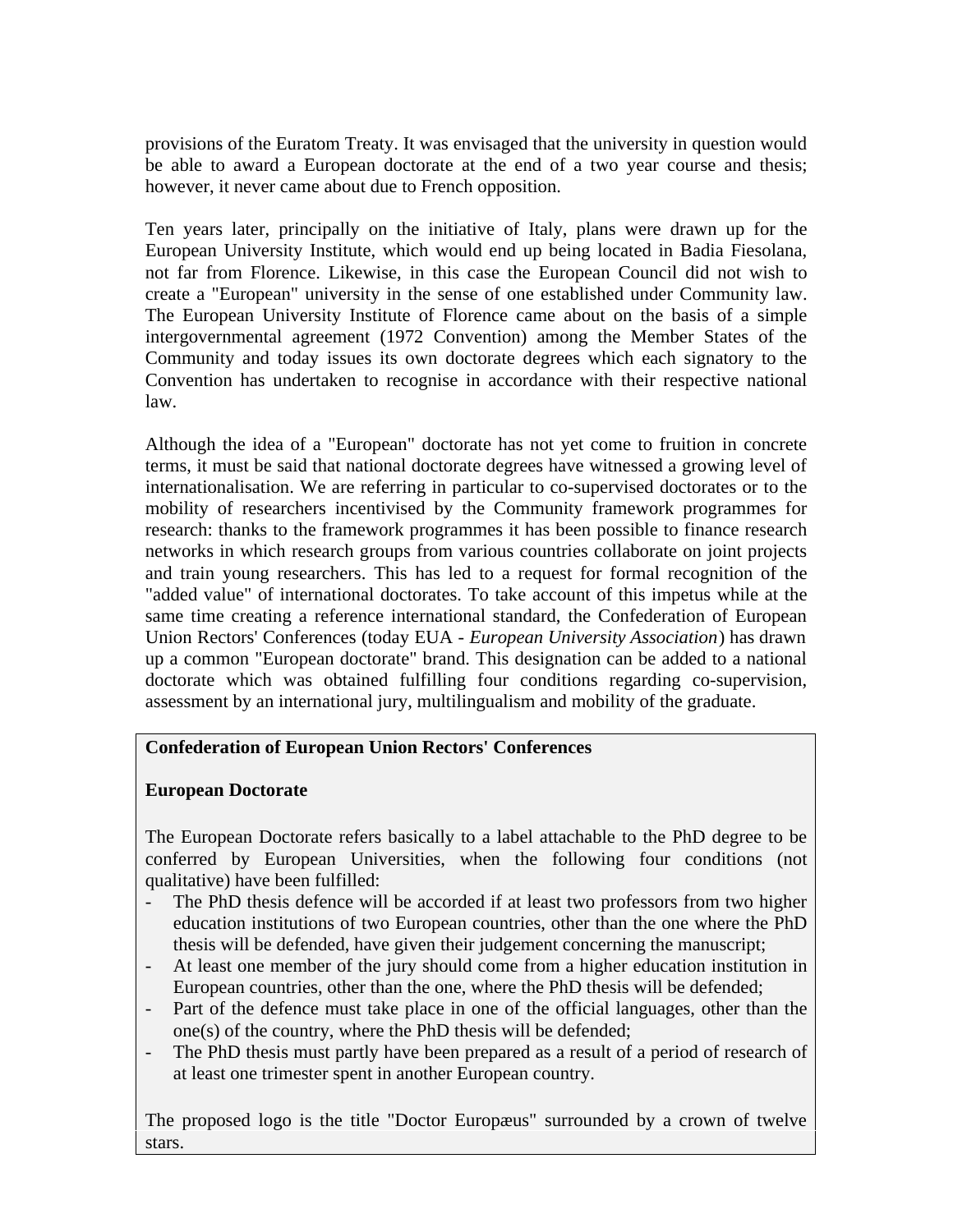provisions of the Euratom Treaty. It was envisaged that the university in question would be able to award a European doctorate at the end of a two year course and thesis; however, it never came about due to French opposition.

Ten years later, principally on the initiative of Italy, plans were drawn up for the European University Institute, which would end up being located in Badia Fiesolana, not far from Florence. Likewise, in this case the European Council did not wish to create a "European" university in the sense of one established under Community law. The European University Institute of Florence came about on the basis of a simple intergovernmental agreement (1972 Convention) among the Member States of the Community and today issues its own doctorate degrees which each signatory to the Convention has undertaken to recognise in accordance with their respective national law.

Although the idea of a "European" doctorate has not yet come to fruition in concrete terms, it must be said that national doctorate degrees have witnessed a growing level of internationalisation. We are referring in particular to co-supervised doctorates or to the mobility of researchers incentivised by the Community framework programmes for research: thanks to the framework programmes it has been possible to finance research networks in which research groups from various countries collaborate on joint projects and train young researchers. This has led to a request for formal recognition of the "added value" of international doctorates. To take account of this impetus while at the same time creating a reference international standard, the Confederation of European Union Rectors' Conferences (today EUA - *European University Association*) has drawn up a common "European doctorate" brand. This designation can be added to a national doctorate which was obtained fulfilling four conditions regarding co-supervision, assessment by an international jury, multilingualism and mobility of the graduate.

**Confederation of European Union Rectors' Conferences**

**European Doctorate**

The European Doctorate refers basically to a label attachable to the PhD degree to be conferred by European Universities, when the following four conditions (not qualitative) have been fulfilled:

- The PhD thesis defence will be accorded if at least two professors from two higher education institutions of two European countries, other than the one where the PhD thesis will be defended, have given their judgement concerning the manuscript;
- At least one member of the jury should come from a higher education institution in European countries, other than the one, where the PhD thesis will be defended;
- Part of the defence must take place in one of the official languages, other than the one(s) of the country, where the PhD thesis will be defended;
- The PhD thesis must partly have been prepared as a result of a period of research of at least one trimester spent in another European country.

The proposed logo is the title "Doctor Europæus" surrounded by a crown of twelve stars.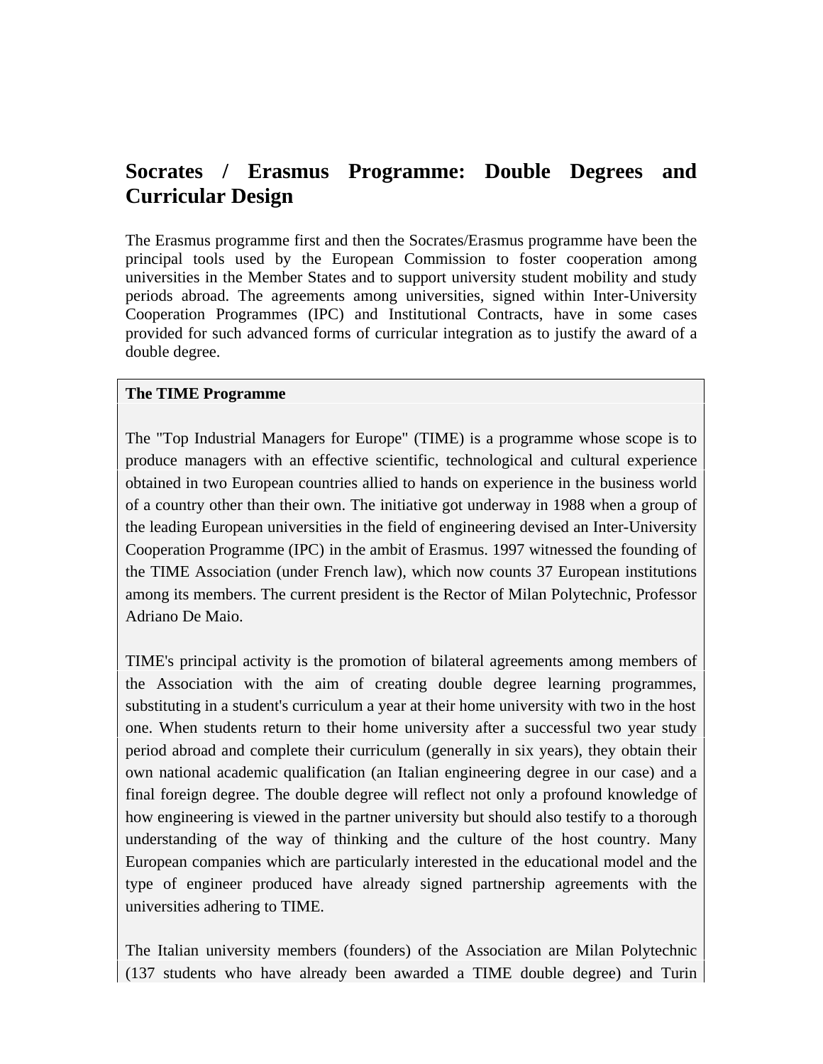## Socrates / Erasmus Programme: Double Degrees and Curricular Design

The Erasmus programme first and then the Socrates/Erasmus programme have been the principal tools used by the European Commission to foster cooperation among universities in the Member States and to support university student mobility and study periods abroad. The agreements among universities, signed within Inter-University Cooperation Programmes (IPC) and Institutional Contracts, have in some cases provided for such advanced forms of curricular integration as to justify the award of a double degree.

**The TIME Programme**

The "Top Industrial Managers for Europe" (TIME) is a programme whose scope is to produce managers with an effective scientific, technological and cultural experience obtained in two European countries allied to hands on experience in the business world of a country other than their own. The initiative got underway in 1988 when a group of the leading European universities in the field of engineering devised an Inter-University Cooperation Programme (IPC) in the ambit of Erasmus. 1997 witnessed the founding of the TIME Association (under French law), which now counts 37 European institutions among its members. The current president is the Rector of Milan Polytechnic, Professor Adriano De Maio.

TIME's principal activity is the promotion of bilateral agreements among members of the Association with the aim of creating double degree learning programmes, substituting in a student's curriculum a year at their home university with two in the host one. When students return to their home university after a successful two year study period abroad and complete their curriculum (generally in six years), they obtain their own national academic qualification (an Italian engineering degree in our case) and a final foreign degree. The double degree will reflect not only a profound knowledge of how engineering is viewed in the partner university but should also testify to a thorough understanding of the way of thinking and the culture of the host country. Many European companies which are particularly interested in the educational model and the type of engineer produced have already signed partnership agreements with the universities adhering to TIME.

The Italian university members (founders) of the Association are Milan Polytechnic (137 students who have already been awarded a TIME double degree) and Turin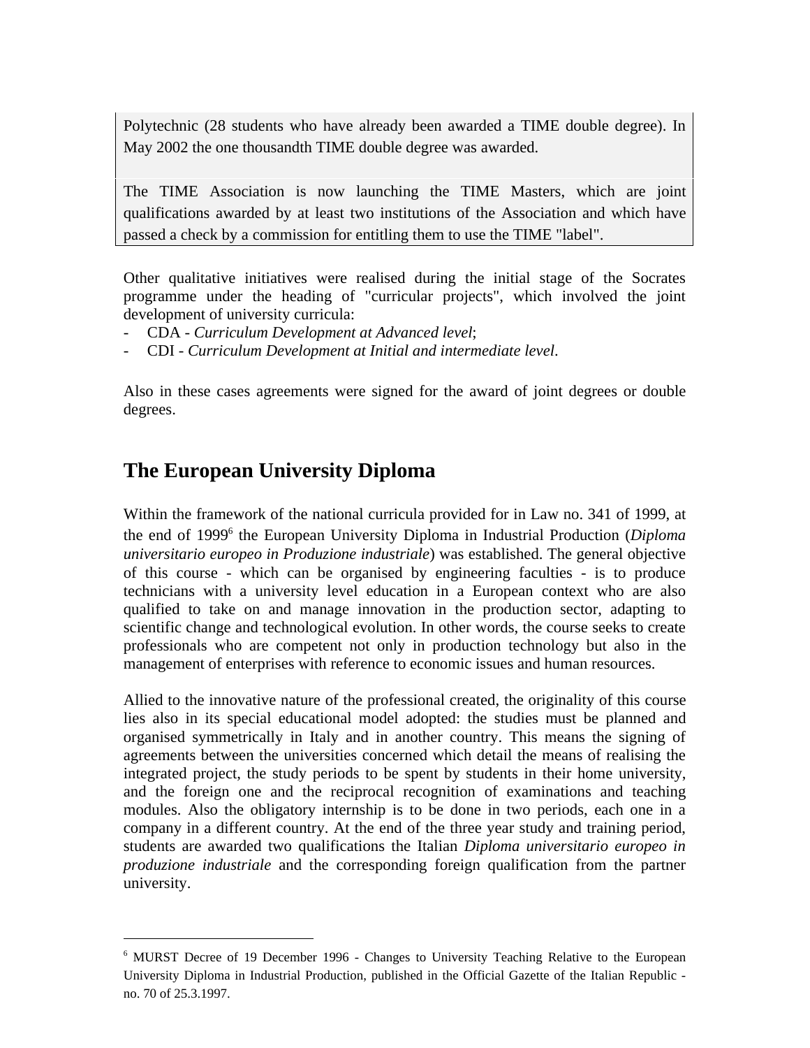Polytechnic (28 students who have already been awarded a TIME double degree). In May 2002 the one thousandth TIME double degree was awarded.

The TIME Association is now launching the TIME Masters, which are joint qualifications awarded by at least two institutions of the Association and which have passed a check by a commission for entitling them to use the TIME "label".

Other qualitative initiatives were realised during the initial stage of the Socrates programme under the heading of "curricular projects", which involved the joint development of university curricula:

- CDA - *Curriculum Development at Advanced level*;
- CDI - *Curriculum Development at Initial and intermediate level*.

Also in these cases agreements were signed for the award of joint degrees or double degrees.

## The European University Diploma

Within the framework of the national curricula provided for in Law no. 341 of 1999, at the end of 1999[6] the European University Diploma in Industrial Production (*Diploma universitario europeo in Produzione industriale*) was established. The general objective of this course - which can be organised by engineering faculties - is to produce technicians with a university level education in a European context who are also qualified to take on and manage innovation in the production sector, adapting to scientific change and technological evolution. In other words, the course seeks to create professionals who are competent not only in production technology but also in the management of enterprises with reference to economic issues and human resources.

Allied to the innovative nature of the professional created, the originality of this course lies also in its special educational model adopted: the studies must be planned and organised symmetrically in Italy and in another country. This means the signing of agreements between the universities concerned which detail the means of realising the integrated project, the study periods to be spent by students in their home university, and the foreign one and the reciprocal recognition of examinations and teaching modules. Also the obligatory internship is to be done in two periods, each one in a company in a different country. At the end of the three year study and training period, students are awarded two qualifications the Italian *Diploma universitario europeo in produzione industriale* and the corresponding foreign qualification from the partner university.

---

[6] MURST Decree of 19 December 1996 - Changes to University Teaching Relative to the European University Diploma in Industrial Production, published in the Official Gazette of the Italian Republic - no. 70 of 25.3.1997.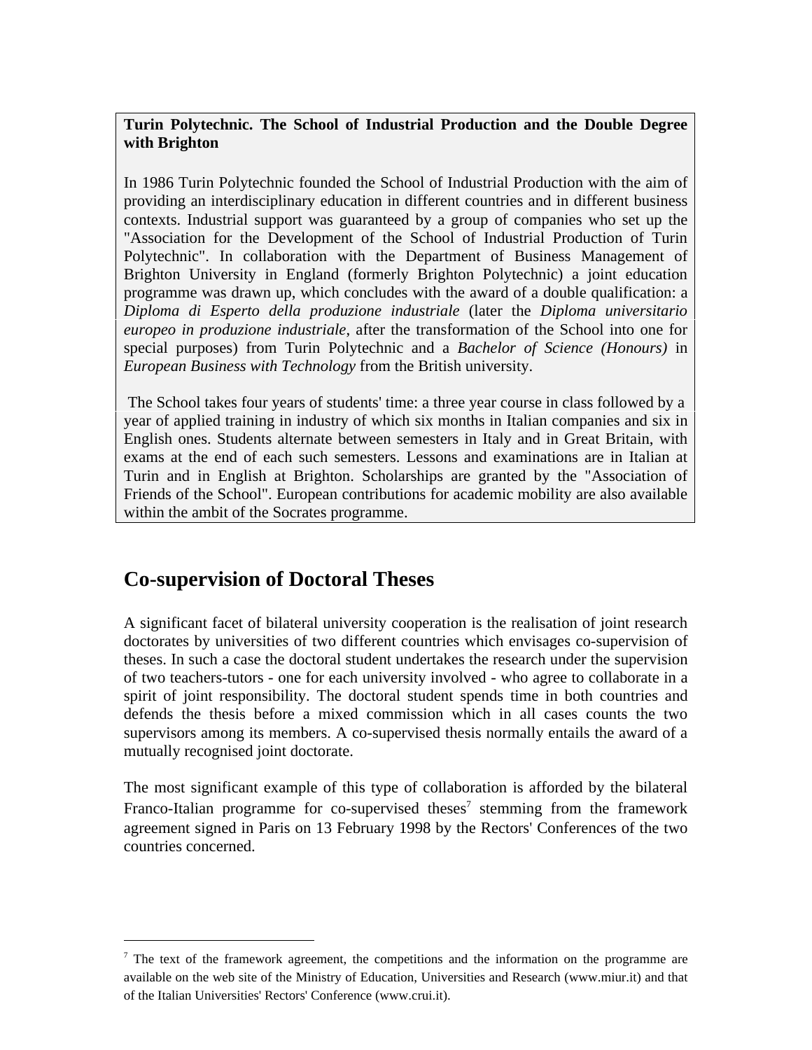**Turin Polytechnic. The School of Industrial Production and the Double Degree with Brighton**

In 1986 Turin Polytechnic founded the School of Industrial Production with the aim of providing an interdisciplinary education in different countries and in different business contexts. Industrial support was guaranteed by a group of companies who set up the "Association for the Development of the School of Industrial Production of Turin Polytechnic". In collaboration with the Department of Business Management of Brighton University in England (formerly Brighton Polytechnic) a joint education programme was drawn up, which concludes with the award of a double qualification: a *Diploma di Esperto della produzione industriale* (later the *Diploma universitario europeo in produzione industriale*, after the transformation of the School into one for special purposes) from Turin Polytechnic and a *Bachelor of Science (Honours)* in *European Business with Technology* from the British university.

The School takes four years of students' time: a three year course in class followed by a year of applied training in industry of which six months in Italian companies and six in English ones. Students alternate between semesters in Italy and in Great Britain, with exams at the end of each such semesters. Lessons and examinations are in Italian at Turin and in English at Brighton. Scholarships are granted by the "Association of Friends of the School". European contributions for academic mobility are also available within the ambit of the Socrates programme.

## Co-supervision of Doctoral Theses

A significant facet of bilateral university cooperation is the realisation of joint research doctorates by universities of two different countries which envisages co-supervision of theses. In such a case the doctoral student undertakes the research under the supervision of two teachers-tutors - one for each university involved - who agree to collaborate in a spirit of joint responsibility. The doctoral student spends time in both countries and defends the thesis before a mixed commission which in all cases counts the two supervisors among its members. A co-supervised thesis normally entails the award of a mutually recognised joint doctorate.

The most significant example of this type of collaboration is afforded by the bilateral Franco-Italian programme for co-supervised theses[7] stemming from the framework agreement signed in Paris on 13 February 1998 by the Rectors' Conferences of the two countries concerned.

---

[7] The text of the framework agreement, the competitions and the information on the programme are available on the web site of the Ministry of Education, Universities and Research (www.miur.it) and that of the Italian Universities' Rectors' Conference (www.crui.it).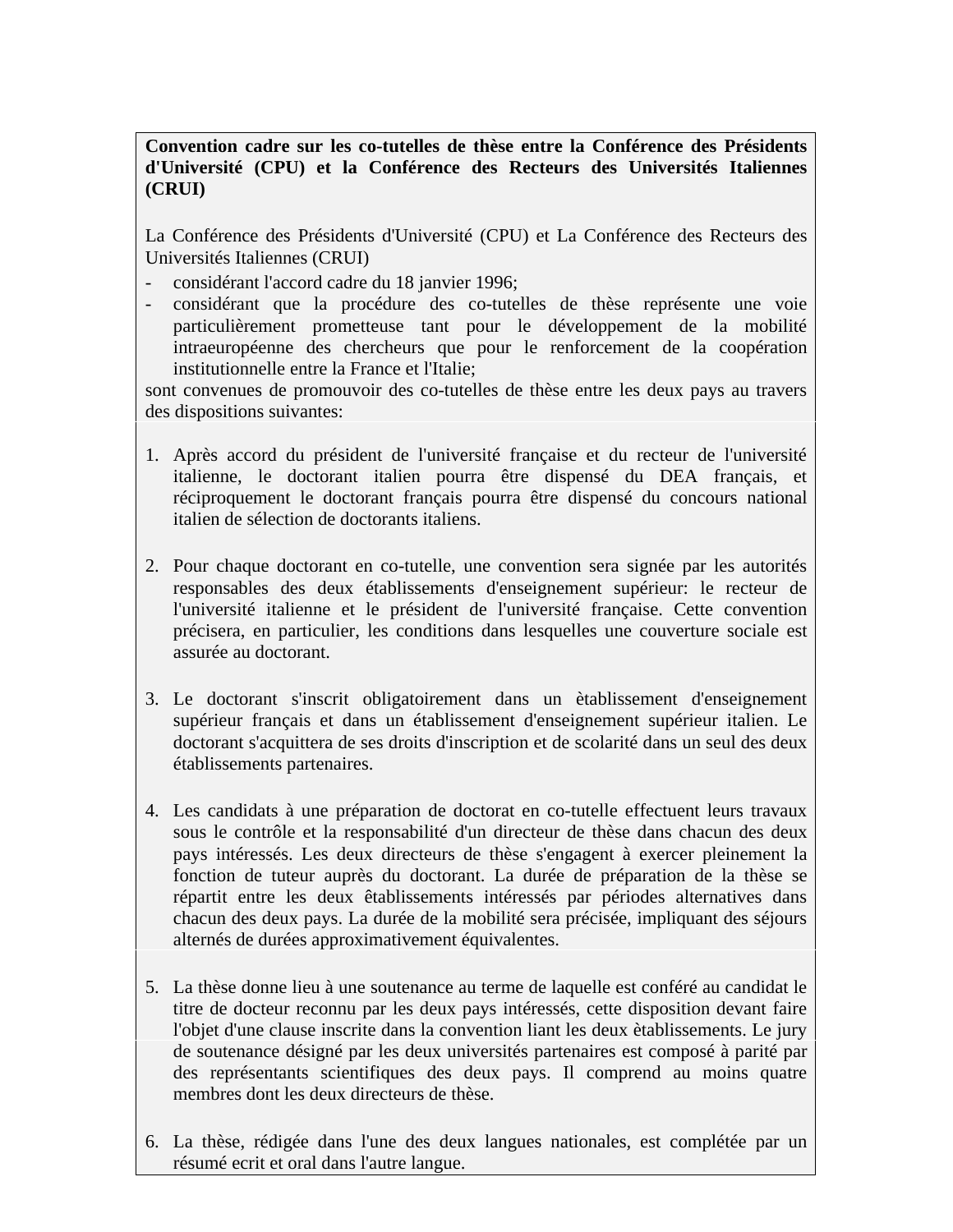**Convention cadre sur les co-tutelles de thèse entre la Conférence des Présidents d'Université (CPU) et la Conférence des Recteurs des Universités Italiennes (CRUI)**

La Conférence des Présidents d'Université (CPU) et La Conférence des Recteurs des Universités Italiennes (CRUI)

- considérant l'accord cadre du 18 janvier 1996;
- considérant que la procédure des co-tutelles de thèse représente une voie particulièrement prometteuse tant pour le développement de la mobilité intraeuropéenne des chercheurs que pour le renforcement de la coopération institutionnelle entre la France et l'Italie;

sont convenues de promouvoir des co-tutelles de thèse entre les deux pays au travers des dispositions suivantes:

1. Après accord du président de l'université française et du recteur de l'université italienne, le doctorant italien pourra être dispensé du DEA français, et réciproquement le doctorant français pourra être dispensé du concours national italien de sélection de doctorants italiens.

2. Pour chaque doctorant en co-tutelle, une convention sera signée par les autorités responsables des deux établissements d'enseignement supérieur: le recteur de l'université italienne et le président de l'université française. Cette convention précisera, en particulier, les conditions dans lesquelles une couverture sociale est assurée au doctorant.

3. Le doctorant s'inscrit obligatoirement dans un ètablissement d'enseignement supérieur français et dans un établissement d'enseignement supérieur italien. Le doctorant s'acquittera de ses droits d'inscription et de scolarité dans un seul des deux établissements partenaires.

4. Les candidats à une préparation de doctorat en co-tutelle effectuent leurs travaux sous le contrôle et la responsabilité d'un directeur de thèse dans chacun des deux pays intéressés. Les deux directeurs de thèse s'engagent à exercer pleinement la fonction de tuteur auprès du doctorant. La durée de préparation de la thèse se répartit entre les deux êtablissements intéressés par périodes alternatives dans chacun des deux pays. La durée de la mobilité sera précisée, impliquant des séjours alternés de durées approximativement équivalentes.

5. La thèse donne lieu à une soutenance au terme de laquelle est conféré au candidat le titre de docteur reconnu par les deux pays intéressés, cette disposition devant faire l'objet d'une clause inscrite dans la convention liant les deux ètablissements. Le jury de soutenance désigné par les deux universités partenaires est composé à parité par des représentants scientifiques des deux pays. Il comprend au moins quatre membres dont les deux directeurs de thèse.

6. La thèse, rédigée dans l'une des deux langues nationales, est complétée par un résumé ecrit et oral dans l'autre langue.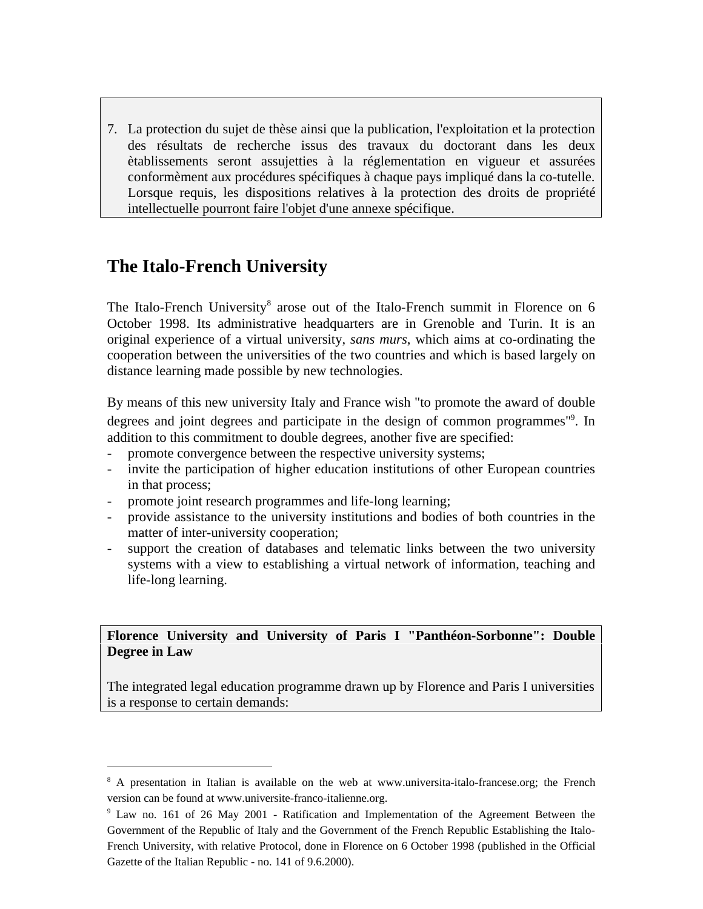7. La protection du sujet de thèse ainsi que la publication, l'exploitation et la protection des résultats de recherche issus des travaux du doctorant dans les deux ètablissements seront assujetties à la réglementation en vigueur et assurées conformèment aux procédures spécifiques à chaque pays impliqué dans la co-tutelle. Lorsque requis, les dispositions relatives à la protection des droits de propriété intellectuelle pourront faire l'objet d'une annexe spécifique.

## The Italo-French University

The Italo-French University[8] arose out of the Italo-French summit in Florence on 6 October 1998. Its administrative headquarters are in Grenoble and Turin. It is an original experience of a virtual university, *sans murs*, which aims at co-ordinating the cooperation between the universities of the two countries and which is based largely on distance learning made possible by new technologies.

By means of this new university Italy and France wish "to promote the award of double degrees and joint degrees and participate in the design of common programmes"[9]. In addition to this commitment to double degrees, another five are specified:

- promote convergence between the respective university systems;
- invite the participation of higher education institutions of other European countries in that process;
- promote joint research programmes and life-long learning;
- provide assistance to the university institutions and bodies of both countries in the matter of inter-university cooperation;
- support the creation of databases and telematic links between the two university systems with a view to establishing a virtual network of information, teaching and life-long learning.

**Florence University and University of Paris I "Panthéon-Sorbonne": Double Degree in Law**

The integrated legal education programme drawn up by Florence and Paris I universities is a response to certain demands:

---

[8] A presentation in Italian is available on the web at www.universita-italo-francese.org; the French version can be found at www.universite-franco-italienne.org.

[9] Law no. 161 of 26 May 2001 - Ratification and Implementation of the Agreement Between the Government of the Republic of Italy and the Government of the French Republic Establishing the Italo-French University, with relative Protocol, done in Florence on 6 October 1998 (published in the Official Gazette of the Italian Republic - no. 141 of 9.6.2000).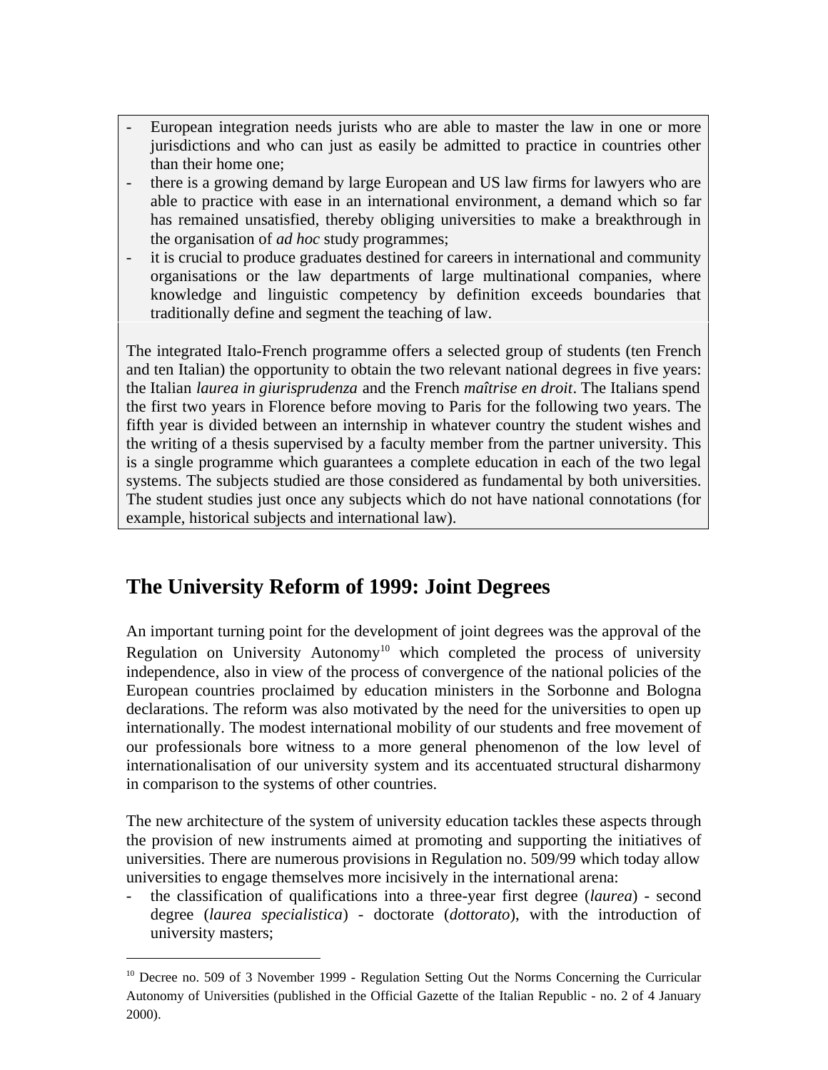- European integration needs jurists who are able to master the law in one or more jurisdictions and who can just as easily be admitted to practice in countries other than their home one;
- there is a growing demand by large European and US law firms for lawyers who are able to practice with ease in an international environment, a demand which so far has remained unsatisfied, thereby obliging universities to make a breakthrough in the organisation of *ad hoc* study programmes;
- it is crucial to produce graduates destined for careers in international and community organisations or the law departments of large multinational companies, where knowledge and linguistic competency by definition exceeds boundaries that traditionally define and segment the teaching of law.

The integrated Italo-French programme offers a selected group of students (ten French and ten Italian) the opportunity to obtain the two relevant national degrees in five years: the Italian *laurea in giurisprudenza* and the French *maîtrise en droit*. The Italians spend the first two years in Florence before moving to Paris for the following two years. The fifth year is divided between an internship in whatever country the student wishes and the writing of a thesis supervised by a faculty member from the partner university. This is a single programme which guarantees a complete education in each of the two legal systems. The subjects studied are those considered as fundamental by both universities. The student studies just once any subjects which do not have national connotations (for example, historical subjects and international law).

## The University Reform of 1999: Joint Degrees

An important turning point for the development of joint degrees was the approval of the Regulation on University Autonomy[10] which completed the process of university independence, also in view of the process of convergence of the national policies of the European countries proclaimed by education ministers in the Sorbonne and Bologna declarations. The reform was also motivated by the need for the universities to open up internationally. The modest international mobility of our students and free movement of our professionals bore witness to a more general phenomenon of the low level of internationalisation of our university system and its accentuated structural disharmony in comparison to the systems of other countries.

The new architecture of the system of university education tackles these aspects through the provision of new instruments aimed at promoting and supporting the initiatives of universities. There are numerous provisions in Regulation no. 509/99 which today allow universities to engage themselves more incisively in the international arena:

- the classification of qualifications into a three-year first degree (*laurea*) - second degree (*laurea specialistica*) - doctorate (*dottorato*), with the introduction of university masters;

[10] Decree no. 509 of 3 November 1999 - Regulation Setting Out the Norms Concerning the Curricular Autonomy of Universities (published in the Official Gazette of the Italian Republic - no. 2 of 4 January 2000).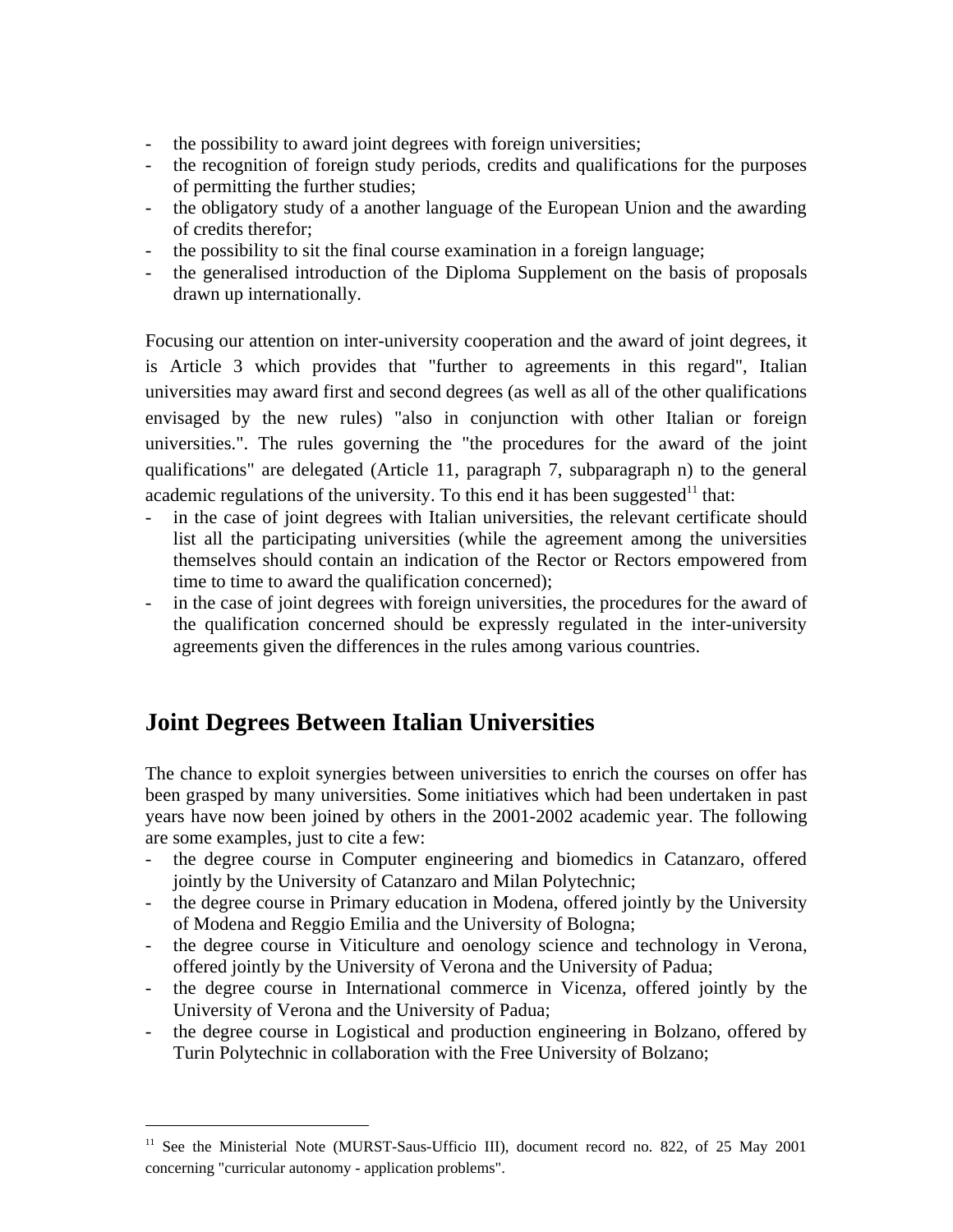- the possibility to award joint degrees with foreign universities;
- the recognition of foreign study periods, credits and qualifications for the purposes of permitting the further studies;
- the obligatory study of a another language of the European Union and the awarding of credits therefor;
- the possibility to sit the final course examination in a foreign language;
- the generalised introduction of the Diploma Supplement on the basis of proposals drawn up internationally.

Focusing our attention on inter-university cooperation and the award of joint degrees, it is Article 3 which provides that "further to agreements in this regard", Italian universities may award first and second degrees (as well as all of the other qualifications envisaged by the new rules) "also in conjunction with other Italian or foreign universities.". The rules governing the "the procedures for the award of the joint qualifications" are delegated (Article 11, paragraph 7, subparagraph n) to the general academic regulations of the university. To this end it has been suggested[11] that:

- in the case of joint degrees with Italian universities, the relevant certificate should list all the participating universities (while the agreement among the universities themselves should contain an indication of the Rector or Rectors empowered from time to time to award the qualification concerned);
- in the case of joint degrees with foreign universities, the procedures for the award of the qualification concerned should be expressly regulated in the inter-university agreements given the differences in the rules among various countries.

## Joint Degrees Between Italian Universities

The chance to exploit synergies between universities to enrich the courses on offer has been grasped by many universities. Some initiatives which had been undertaken in past years have now been joined by others in the 2001-2002 academic year. The following are some examples, just to cite a few:

- the degree course in Computer engineering and biomedics in Catanzaro, offered jointly by the University of Catanzaro and Milan Polytechnic;
- the degree course in Primary education in Modena, offered jointly by the University of Modena and Reggio Emilia and the University of Bologna;
- the degree course in Viticulture and oenology science and technology in Verona, offered jointly by the University of Verona and the University of Padua;
- the degree course in International commerce in Vicenza, offered jointly by the University of Verona and the University of Padua;
- the degree course in Logistical and production engineering in Bolzano, offered by Turin Polytechnic in collaboration with the Free University of Bolzano;

[11] See the Ministerial Note (MURST-Saus-Ufficio III), document record no. 822, of 25 May 2001 concerning "curricular autonomy - application problems".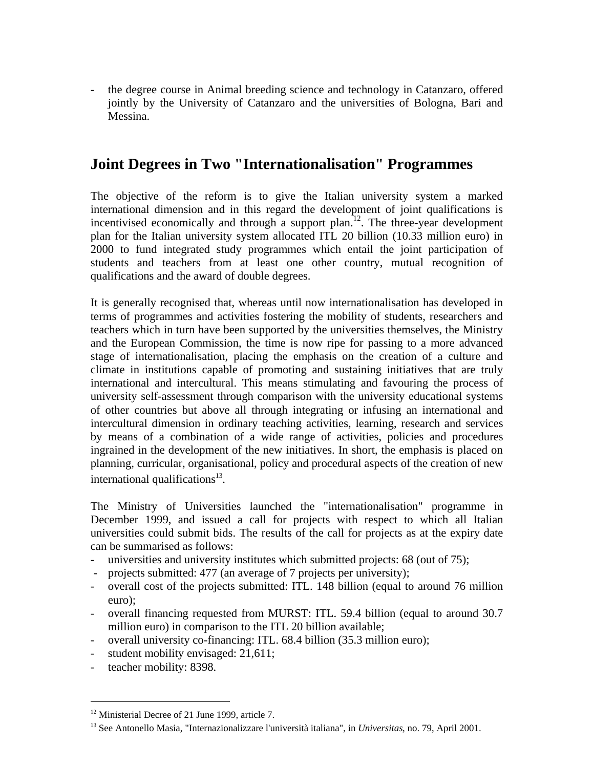- the degree course in Animal breeding science and technology in Catanzaro, offered jointly by the University of Catanzaro and the universities of Bologna, Bari and Messina.

## Joint Degrees in Two "Internationalisation" Programmes

The objective of the reform is to give the Italian university system a marked international dimension and in this regard the development of joint qualifications is incentivised economically and through a support plan.[12]. The three-year development plan for the Italian university system allocated ITL 20 billion (10.33 million euro) in 2000 to fund integrated study programmes which entail the joint participation of students and teachers from at least one other country, mutual recognition of qualifications and the award of double degrees.

It is generally recognised that, whereas until now internationalisation has developed in terms of programmes and activities fostering the mobility of students, researchers and teachers which in turn have been supported by the universities themselves, the Ministry and the European Commission, the time is now ripe for passing to a more advanced stage of internationalisation, placing the emphasis on the creation of a culture and climate in institutions capable of promoting and sustaining initiatives that are truly international and intercultural. This means stimulating and favouring the process of university self-assessment through comparison with the university educational systems of other countries but above all through integrating or infusing an international and intercultural dimension in ordinary teaching activities, learning, research and services by means of a combination of a wide range of activities, policies and procedures ingrained in the development of the new initiatives. In short, the emphasis is placed on planning, curricular, organisational, policy and procedural aspects of the creation of new international qualifications[13].

The Ministry of Universities launched the "internationalisation" programme in December 1999, and issued a call for projects with respect to which all Italian universities could submit bids. The results of the call for projects as at the expiry date can be summarised as follows:

- universities and university institutes which submitted projects: 68 (out of 75);
- projects submitted: 477 (an average of 7 projects per university);
- overall cost of the projects submitted: ITL. 148 billion (equal to around 76 million euro);
- overall financing requested from MURST: ITL. 59.4 billion (equal to around 30.7 million euro) in comparison to the ITL 20 billion available;
- overall university co-financing: ITL. 68.4 billion (35.3 million euro);
- student mobility envisaged: 21,611;
- teacher mobility: 8398.

---

[12] Ministerial Decree of 21 June 1999, article 7.

[13] See Antonello Masia, "Internazionalizzare l'università italiana", in *Universitas*, no. 79, April 2001.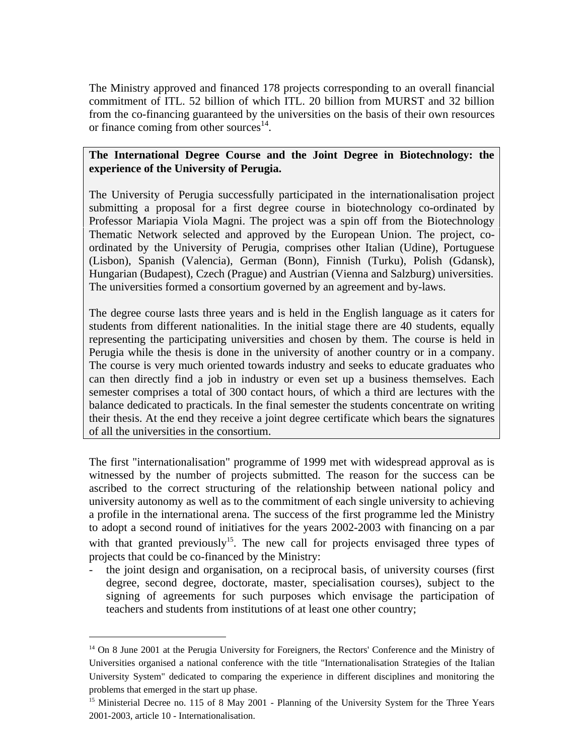The Ministry approved and financed 178 projects corresponding to an overall financial commitment of ITL. 52 billion of which ITL. 20 billion from MURST and 32 billion from the co-financing guaranteed by the universities on the basis of their own resources or finance coming from other sources[14].

**The International Degree Course and the Joint Degree in Biotechnology: the experience of the University of Perugia.**

The University of Perugia successfully participated in the internationalisation project submitting a proposal for a first degree course in biotechnology co-ordinated by Professor Mariapia Viola Magni. The project was a spin off from the Biotechnology Thematic Network selected and approved by the European Union. The project, co-ordinated by the University of Perugia, comprises other Italian (Udine), Portuguese (Lisbon), Spanish (Valencia), German (Bonn), Finnish (Turku), Polish (Gdansk), Hungarian (Budapest), Czech (Prague) and Austrian (Vienna and Salzburg) universities. The universities formed a consortium governed by an agreement and by-laws.

The degree course lasts three years and is held in the English language as it caters for students from different nationalities. In the initial stage there are 40 students, equally representing the participating universities and chosen by them. The course is held in Perugia while the thesis is done in the university of another country or in a company. The course is very much oriented towards industry and seeks to educate graduates who can then directly find a job in industry or even set up a business themselves. Each semester comprises a total of 300 contact hours, of which a third are lectures with the balance dedicated to practicals. In the final semester the students concentrate on writing their thesis. At the end they receive a joint degree certificate which bears the signatures of all the universities in the consortium.

The first "internationalisation" programme of 1999 met with widespread approval as is witnessed by the number of projects submitted. The reason for the success can be ascribed to the correct structuring of the relationship between national policy and university autonomy as well as to the commitment of each single university to achieving a profile in the international arena. The success of the first programme led the Ministry to adopt a second round of initiatives for the years 2002-2003 with financing on a par with that granted previously[15]. The new call for projects envisaged three types of projects that could be co-financed by the Ministry:

- the joint design and organisation, on a reciprocal basis, of university courses (first degree, second degree, doctorate, master, specialisation courses), subject to the signing of agreements for such purposes which envisage the participation of teachers and students from institutions of at least one other country;

---

[14] On 8 June 2001 at the Perugia University for Foreigners, the Rectors' Conference and the Ministry of Universities organised a national conference with the title "Internationalisation Strategies of the Italian University System" dedicated to comparing the experience in different disciplines and monitoring the problems that emerged in the start up phase.

[15] Ministerial Decree no. 115 of 8 May 2001 - Planning of the University System for the Three Years 2001-2003, article 10 - Internationalisation.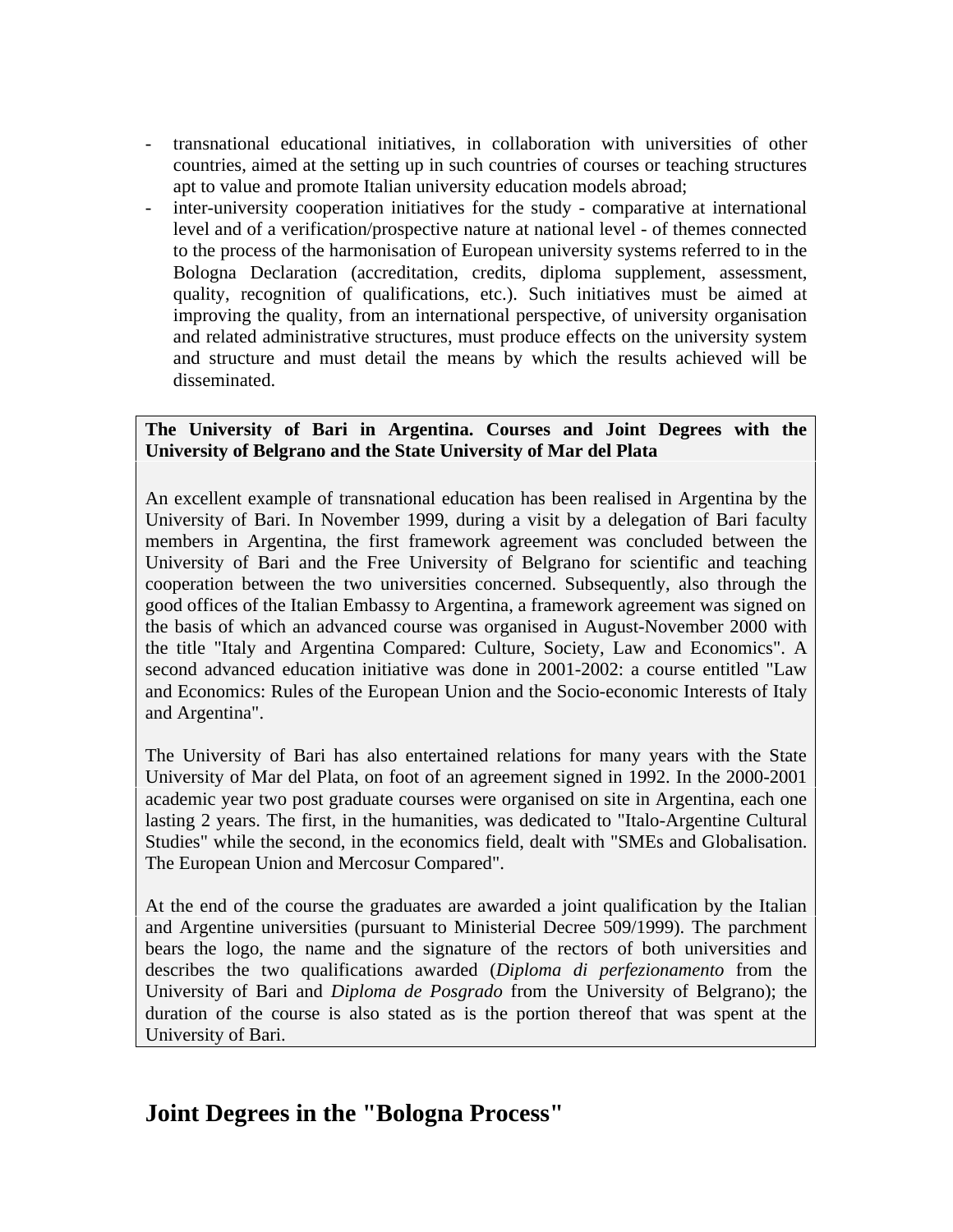- transnational educational initiatives, in collaboration with universities of other countries, aimed at the setting up in such countries of courses or teaching structures apt to value and promote Italian university education models abroad;
- inter-university cooperation initiatives for the study - comparative at international level and of a verification/prospective nature at national level - of themes connected to the process of the harmonisation of European university systems referred to in the Bologna Declaration (accreditation, credits, diploma supplement, assessment, quality, recognition of qualifications, etc.). Such initiatives must be aimed at improving the quality, from an international perspective, of university organisation and related administrative structures, must produce effects on the university system and structure and must detail the means by which the results achieved will be disseminated.

**The University of Bari in Argentina. Courses and Joint Degrees with the University of Belgrano and the State University of Mar del Plata**

An excellent example of transnational education has been realised in Argentina by the University of Bari. In November 1999, during a visit by a delegation of Bari faculty members in Argentina, the first framework agreement was concluded between the University of Bari and the Free University of Belgrano for scientific and teaching cooperation between the two universities concerned. Subsequently, also through the good offices of the Italian Embassy to Argentina, a framework agreement was signed on the basis of which an advanced course was organised in August-November 2000 with the title "Italy and Argentina Compared: Culture, Society, Law and Economics". A second advanced education initiative was done in 2001-2002: a course entitled "Law and Economics: Rules of the European Union and the Socio-economic Interests of Italy and Argentina".

The University of Bari has also entertained relations for many years with the State University of Mar del Plata, on foot of an agreement signed in 1992. In the 2000-2001 academic year two post graduate courses were organised on site in Argentina, each one lasting 2 years. The first, in the humanities, was dedicated to "Italo-Argentine Cultural Studies" while the second, in the economics field, dealt with "SMEs and Globalisation. The European Union and Mercosur Compared".

At the end of the course the graduates are awarded a joint qualification by the Italian and Argentine universities (pursuant to Ministerial Decree 509/1999). The parchment bears the logo, the name and the signature of the rectors of both universities and describes the two qualifications awarded (*Diploma di perfezionamento* from the University of Bari and *Diploma de Posgrado* from the University of Belgrano); the duration of the course is also stated as is the portion thereof that was spent at the University of Bari.

## Joint Degrees in the "Bologna Process"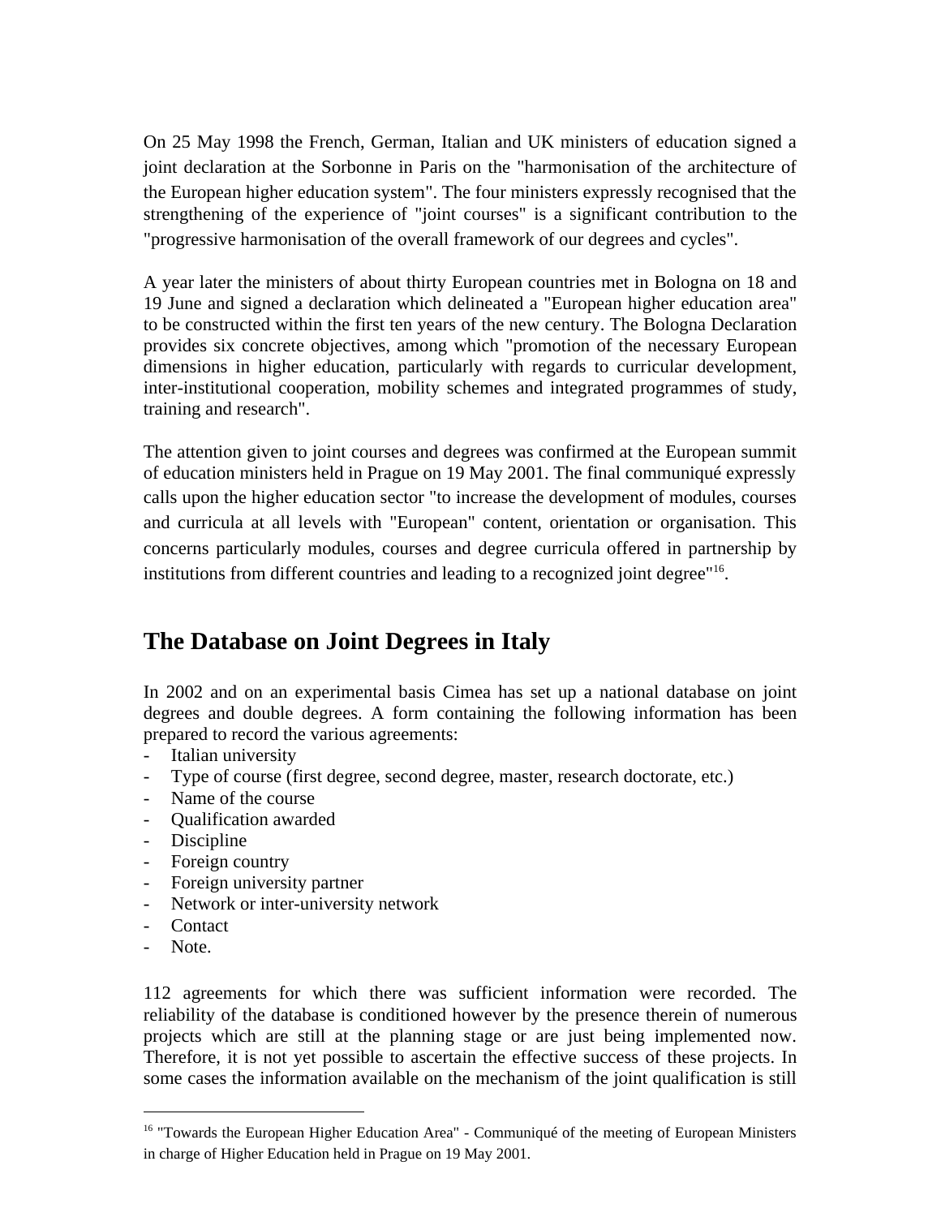On 25 May 1998 the French, German, Italian and UK ministers of education signed a joint declaration at the Sorbonne in Paris on the "harmonisation of the architecture of the European higher education system". The four ministers expressly recognised that the strengthening of the experience of "joint courses" is a significant contribution to the "progressive harmonisation of the overall framework of our degrees and cycles".

A year later the ministers of about thirty European countries met in Bologna on 18 and 19 June and signed a declaration which delineated a "European higher education area" to be constructed within the first ten years of the new century. The Bologna Declaration provides six concrete objectives, among which "promotion of the necessary European dimensions in higher education, particularly with regards to curricular development, inter-institutional cooperation, mobility schemes and integrated programmes of study, training and research".

The attention given to joint courses and degrees was confirmed at the European summit of education ministers held in Prague on 19 May 2001. The final communiqué expressly calls upon the higher education sector "to increase the development of modules, courses and curricula at all levels with "European" content, orientation or organisation. This concerns particularly modules, courses and degree curricula offered in partnership by institutions from different countries and leading to a recognized joint degree"[16].

## The Database on Joint Degrees in Italy

In 2002 and on an experimental basis Cimea has set up a national database on joint degrees and double degrees. A form containing the following information has been prepared to record the various agreements:

- Italian university
- Type of course (first degree, second degree, master, research doctorate, etc.)
- Name of the course
- Qualification awarded
- Discipline
- Foreign country
- Foreign university partner
- Network or inter-university network
- Contact
- Note.

112 agreements for which there was sufficient information were recorded. The reliability of the database is conditioned however by the presence therein of numerous projects which are still at the planning stage or are just being implemented now. Therefore, it is not yet possible to ascertain the effective success of these projects. In some cases the information available on the mechanism of the joint qualification is still

---

[16] "Towards the European Higher Education Area" - Communiqué of the meeting of European Ministers in charge of Higher Education held in Prague on 19 May 2001.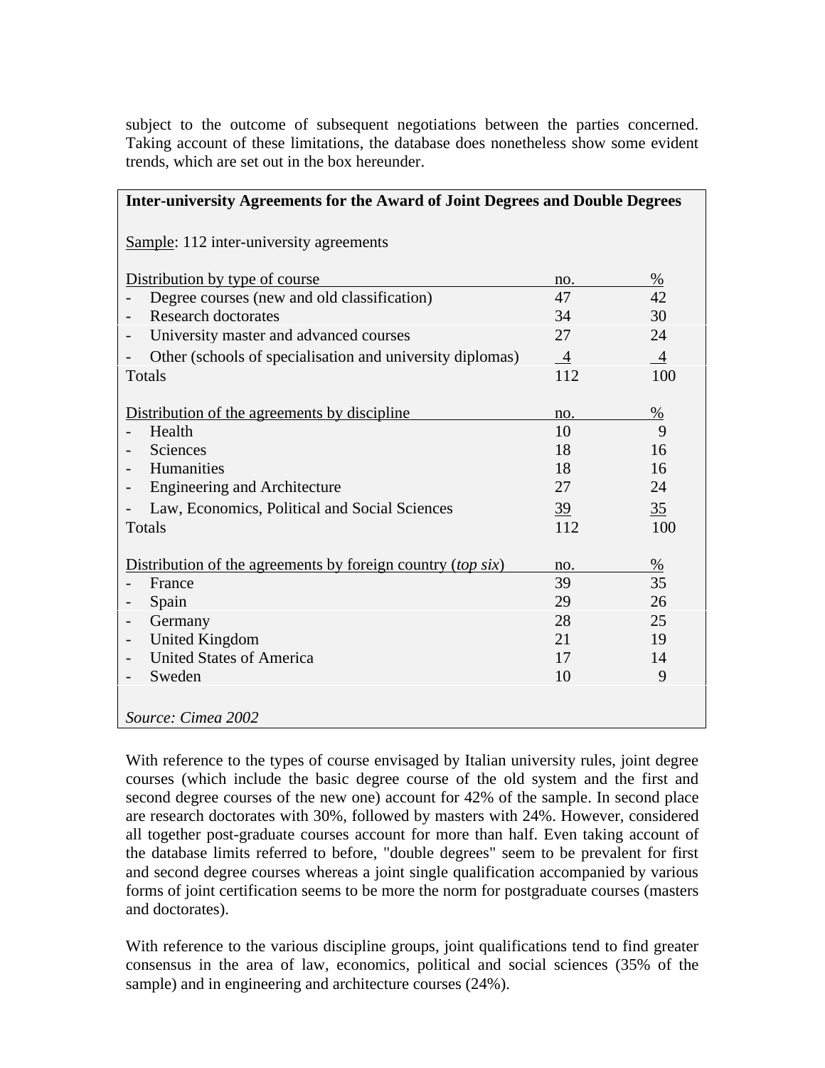subject to the outcome of subsequent negotiations between the parties concerned. Taking account of these limitations, the database does nonetheless show some evident trends, which are set out in the box hereunder.

**Inter-university Agreements for the Award of Joint Degrees and Double Degrees**

Sample: 112 inter-university agreements

| Distribution by type of course | no. | % |
|---|---|---|
| - Degree courses (new and old classification) | 47 | 42 |
| - Research doctorates | 34 | 30 |
| - University master and advanced courses | 27 | 24 |
| - Other (schools of specialisation and university diplomas) | 4 | 4 |
| Totals | 112 | 100 |

| Distribution of the agreements by discipline | no. | % |
|---|---|---|
| - Health | 10 | 9 |
| - Sciences | 18 | 16 |
| - Humanities | 18 | 16 |
| - Engineering and Architecture | 27 | 24 |
| - Law, Economics, Political and Social Sciences | 39 | 35 |
| Totals | 112 | 100 |

| Distribution of the agreements by foreign country (*top six*) | no. | % |
|---|---|---|
| - France | 39 | 35 |
| - Spain | 29 | 26 |
| - Germany | 28 | 25 |
| - United Kingdom | 21 | 19 |
| - United States of America | 17 | 14 |
| - Sweden | 10 | 9 |

*Source: Cimea 2002*

With reference to the types of course envisaged by Italian university rules, joint degree courses (which include the basic degree course of the old system and the first and second degree courses of the new one) account for 42% of the sample. In second place are research doctorates with 30%, followed by masters with 24%. However, considered all together post-graduate courses account for more than half. Even taking account of the database limits referred to before, "double degrees" seem to be prevalent for first and second degree courses whereas a joint single qualification accompanied by various forms of joint certification seems to be more the norm for postgraduate courses (masters and doctorates).

With reference to the various discipline groups, joint qualifications tend to find greater consensus in the area of law, economics, political and social sciences (35% of the sample) and in engineering and architecture courses (24%).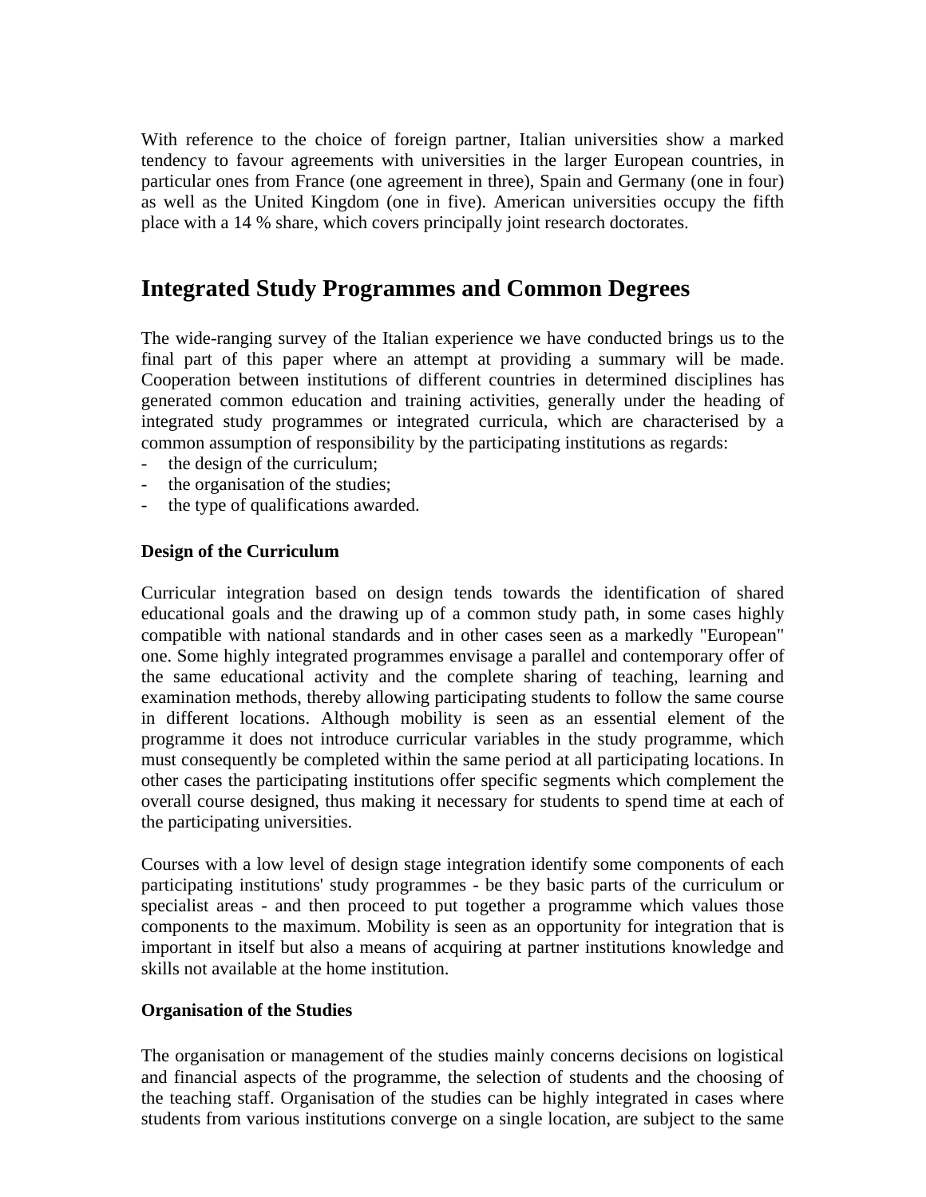With reference to the choice of foreign partner, Italian universities show a marked tendency to favour agreements with universities in the larger European countries, in particular ones from France (one agreement in three), Spain and Germany (one in four) as well as the United Kingdom (one in five). American universities occupy the fifth place with a 14 % share, which covers principally joint research doctorates.

## Integrated Study Programmes and Common Degrees

The wide-ranging survey of the Italian experience we have conducted brings us to the final part of this paper where an attempt at providing a summary will be made. Cooperation between institutions of different countries in determined disciplines has generated common education and training activities, generally under the heading of integrated study programmes or integrated curricula, which are characterised by a common assumption of responsibility by the participating institutions as regards:

- the design of the curriculum;
- the organisation of the studies;
- the type of qualifications awarded.

### Design of the Curriculum

Curricular integration based on design tends towards the identification of shared educational goals and the drawing up of a common study path, in some cases highly compatible with national standards and in other cases seen as a markedly "European" one. Some highly integrated programmes envisage a parallel and contemporary offer of the same educational activity and the complete sharing of teaching, learning and examination methods, thereby allowing participating students to follow the same course in different locations. Although mobility is seen as an essential element of the programme it does not introduce curricular variables in the study programme, which must consequently be completed within the same period at all participating locations. In other cases the participating institutions offer specific segments which complement the overall course designed, thus making it necessary for students to spend time at each of the participating universities.

Courses with a low level of design stage integration identify some components of each participating institutions' study programmes - be they basic parts of the curriculum or specialist areas - and then proceed to put together a programme which values those components to the maximum. Mobility is seen as an opportunity for integration that is important in itself but also a means of acquiring at partner institutions knowledge and skills not available at the home institution.

### Organisation of the Studies

The organisation or management of the studies mainly concerns decisions on logistical and financial aspects of the programme, the selection of students and the choosing of the teaching staff. Organisation of the studies can be highly integrated in cases where students from various institutions converge on a single location, are subject to the same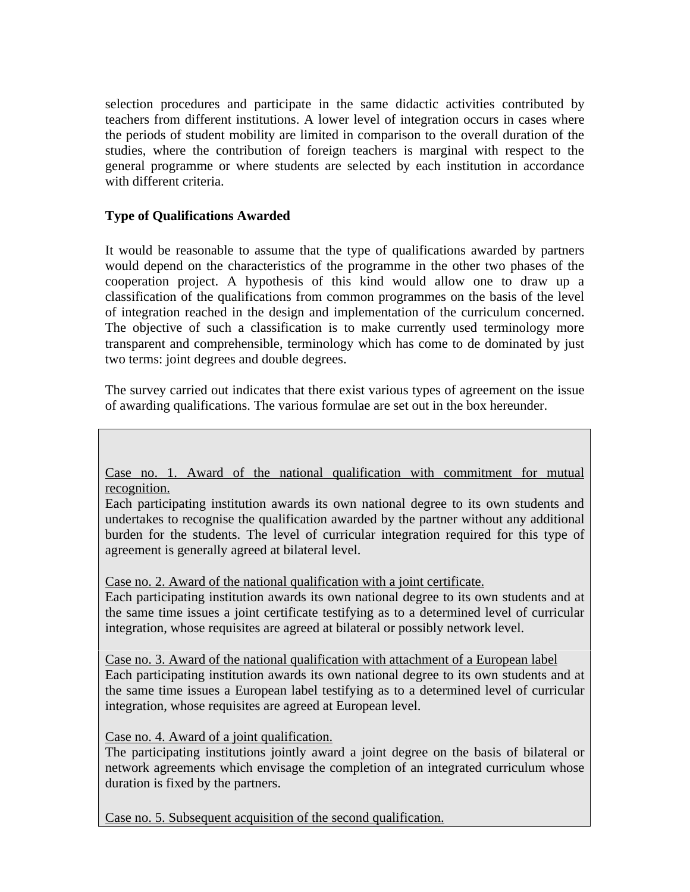selection procedures and participate in the same didactic activities contributed by teachers from different institutions. A lower level of integration occurs in cases where the periods of student mobility are limited in comparison to the overall duration of the studies, where the contribution of foreign teachers is marginal with respect to the general programme or where students are selected by each institution in accordance with different criteria.

**Type of Qualifications Awarded**

It would be reasonable to assume that the type of qualifications awarded by partners would depend on the characteristics of the programme in the other two phases of the cooperation project. A hypothesis of this kind would allow one to draw up a classification of the qualifications from common programmes on the basis of the level of integration reached in the design and implementation of the curriculum concerned. The objective of such a classification is to make currently used terminology more transparent and comprehensible, terminology which has come to de dominated by just two terms: joint degrees and double degrees.

The survey carried out indicates that there exist various types of agreement on the issue of awarding qualifications. The various formulae are set out in the box hereunder.

<u>Case no. 1. Award of the national qualification with commitment for mutual recognition.</u>
Each participating institution awards its own national degree to its own students and undertakes to recognise the qualification awarded by the partner without any additional burden for the students. The level of curricular integration required for this type of agreement is generally agreed at bilateral level.

<u>Case no. 2. Award of the national qualification with a joint certificate.</u>
Each participating institution awards its own national degree to its own students and at the same time issues a joint certificate testifying as to a determined level of curricular integration, whose requisites are agreed at bilateral or possibly network level.

<u>Case no. 3. Award of the national qualification with attachment of a European label</u>
Each participating institution awards its own national degree to its own students and at the same time issues a European label testifying as to a determined level of curricular integration, whose requisites are agreed at European level.

<u>Case no. 4. Award of a joint qualification.</u>
The participating institutions jointly award a joint degree on the basis of bilateral or network agreements which envisage the completion of an integrated curriculum whose duration is fixed by the partners.

<u>Case no. 5. Subsequent acquisition of the second qualification.</u>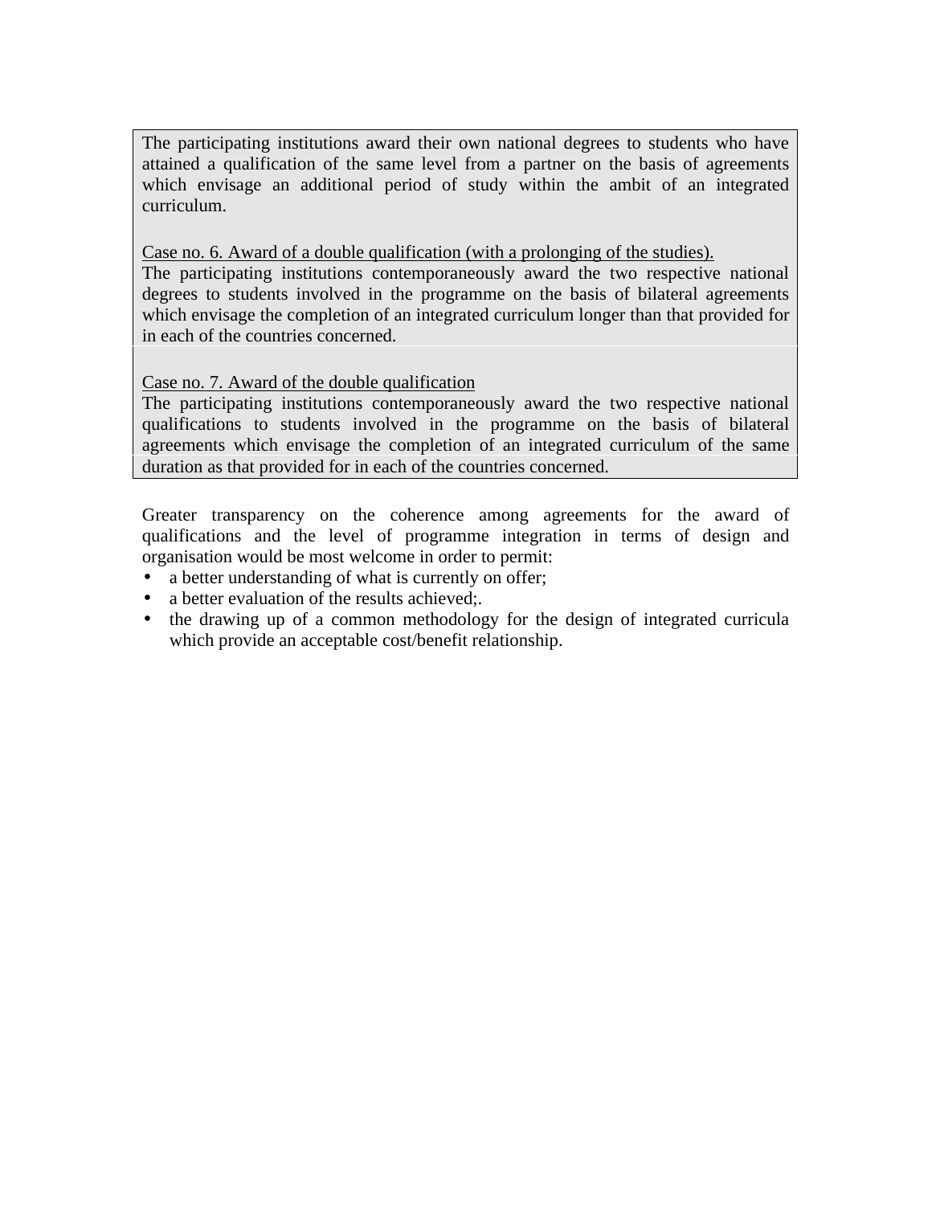The participating institutions award their own national degrees to students who have attained a qualification of the same level from a partner on the basis of agreements which envisage an additional period of study within the ambit of an integrated curriculum.

Case no. 6. Award of a double qualification (with a prolonging of the studies).

The participating institutions contemporaneously award the two respective national degrees to students involved in the programme on the basis of bilateral agreements which envisage the completion of an integrated curriculum longer than that provided for in each of the countries concerned.

Case no. 7. Award of the double qualification

The participating institutions contemporaneously award the two respective national qualifications to students involved in the programme on the basis of bilateral agreements which envisage the completion of an integrated curriculum of the same duration as that provided for in each of the countries concerned.

Greater transparency on the coherence among agreements for the award of qualifications and the level of programme integration in terms of design and organisation would be most welcome in order to permit:

- a better understanding of what is currently on offer;
- a better evaluation of the results achieved;.
- the drawing up of a common methodology for the design of integrated curricula which provide an acceptable cost/benefit relationship.